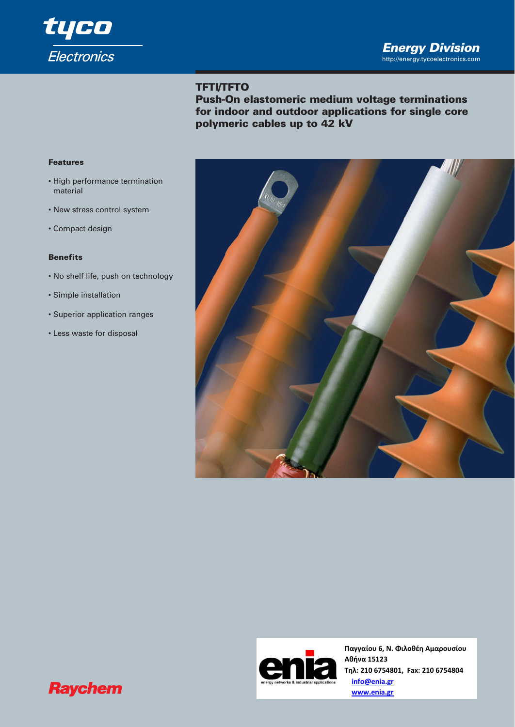tyco Electronics

Energy Division
http://energy.tycoelectronics.com

# TFTI/TFTO

## Push-On elastomeric medium voltage terminations for indoor and outdoor applications for single core polymeric cables up to 42 kV

### Features

- High performance termination material
- New stress control system
- Compact design

### Benefits

- No shelf life, push on technology
- Simple installation
- Superior application ranges
- Less waste for disposal

Raychem

enia
energy networks & industrial applications

**Παγγαίου 6, Ν. Φιλοθέη Αμαρουσίου**
**Αθήνα 15123**
**Τηλ: 210 6754801, Fax: 210 6754804**
**info@enia.gr**
**www.enia.gr**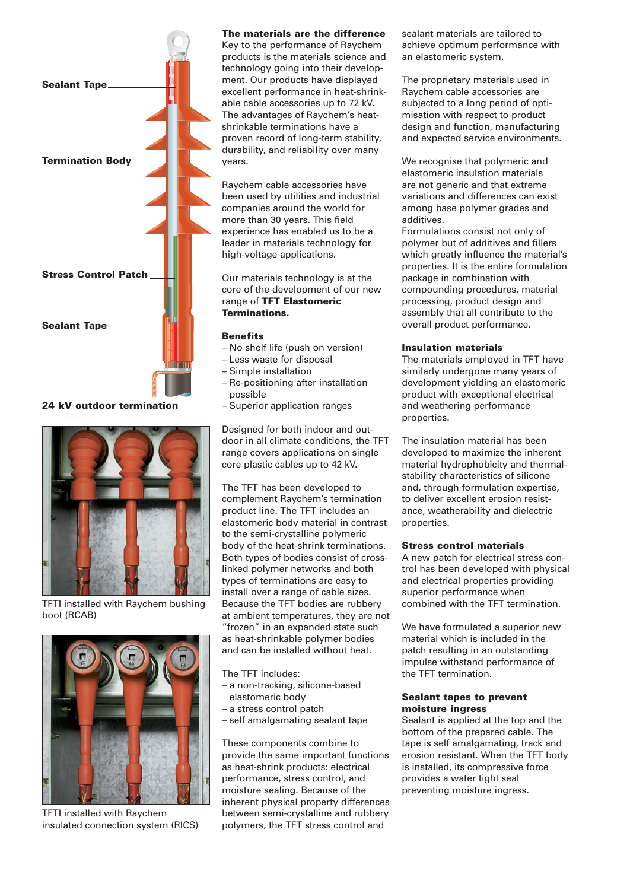Sealant Tape

Termination Body

Stress Control Patch

Sealant Tape

**24 kV outdoor termination**

TFTI installed with Raychem bushing boot (RCAB)

TFTI installed with Raychem insulated connection system (RICS)

**The materials are the difference**
Key to the performance of Raychem products is the materials science and technology going into their development. Our products have displayed excellent performance in heat-shrinkable cable accessories up to 72 kV. The advantages of Raychem's heat-shrinkable terminations have a proven record of long-term stability, durability, and reliability over many years.

Raychem cable accessories have been used by utilities and industrial companies around the world for more than 30 years. This field experience has enabled us to be a leader in materials technology for high-voltage applications.

Our materials technology is at the core of the development of our new range of **TFT Elastomeric Terminations.**

**Benefits**

- No shelf life (push on version)
- Less waste for disposal
- Simple installation
- Re-positioning after installation possible
- Superior application ranges

Designed for both indoor and outdoor in all climate conditions, the TFT range covers applications on single core plastic cables up to 42 kV.

The TFT has been developed to complement Raychem's termination product line. The TFT includes an elastomeric body material in contrast to the semi-crystalline polymeric body of the heat-shrink terminations. Both types of bodies consist of cross-linked polymer networks and both types of terminations are easy to install over a range of cable sizes. Because the TFT bodies are rubbery at ambient temperatures, they are not "frozen" in an expanded state such as heat-shrinkable polymer bodies and can be installed without heat.

The TFT includes:

- a non-tracking, silicone-based elastomeric body
- a stress control patch
- self amalgamating sealant tape

These components combine to provide the same important functions as heat-shrink products: electrical performance, stress control, and moisture sealing. Because of the inherent physical property differences between semi-crystalline and rubbery polymers, the TFT stress control and sealant materials are tailored to achieve optimum performance with an elastomeric system.

The proprietary materials used in Raychem cable accessories are subjected to a long period of optimisation with respect to product design and function, manufacturing and expected service environments.

We recognise that polymeric and elastomeric insulation materials are not generic and that extreme variations and differences can exist among base polymer grades and additives.
Formulations consist not only of polymer but of additives and fillers which greatly influence the material's properties. It is the entire formulation package in combination with compounding procedures, material processing, product design and assembly that all contribute to the overall product performance.

**Insulation materials**
The materials employed in TFT have similarly undergone many years of development yielding an elastomeric product with exceptional electrical and weathering performance properties.

The insulation material has been developed to maximize the inherent material hydrophobicity and thermal-stability characteristics of silicone and, through formulation expertise, to deliver excellent erosion resistance, weatherability and dielectric properties.

**Stress control materials**
A new patch for electrical stress control has been developed with physical and electrical properties providing superior performance when combined with the TFT termination.

We have formulated a superior new material which is included in the patch resulting in an outstanding impulse withstand performance of the TFT termination.

**Sealant tapes to prevent moisture ingress**
Sealant is applied at the top and the bottom of the prepared cable. The tape is self amalgamating, track and erosion resistant. When the TFT body is installed, its compressive force provides a water tight seal preventing moisture ingress.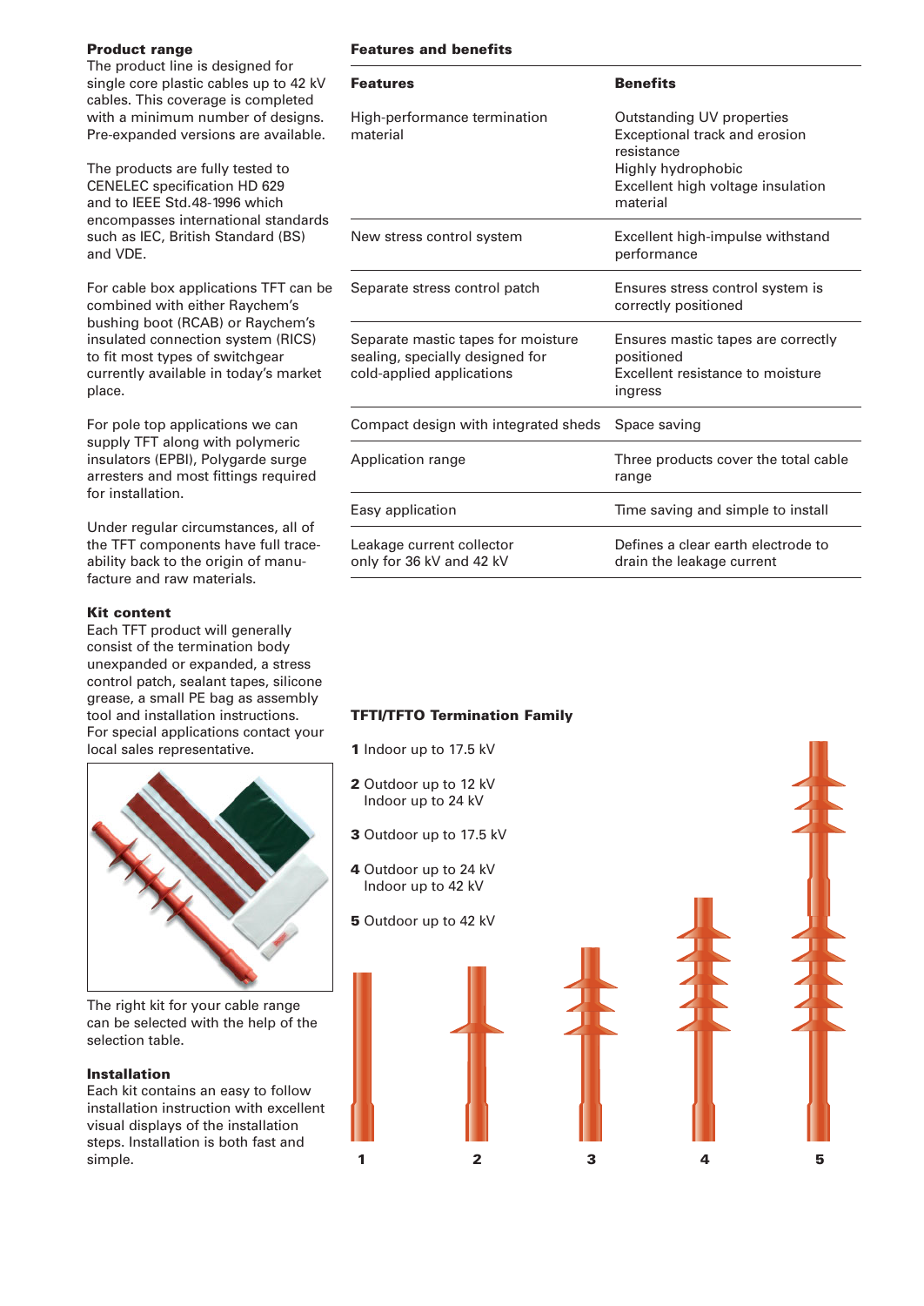## Product range

The product line is designed for single core plastic cables up to 42 kV cables. This coverage is completed with a minimum number of designs. Pre-expanded versions are available.

The products are fully tested to CENELEC specification HD 629 and to IEEE Std.48-1996 which encompasses international standards such as IEC, British Standard (BS) and VDE.

For cable box applications TFT can be combined with either Raychem's bushing boot (RCAB) or Raychem's insulated connection system (RICS) to fit most types of switchgear currently available in today's market place.

For pole top applications we can supply TFT along with polymeric insulators (EPBI), Polygarde surge arresters and most fittings required for installation.

Under regular circumstances, all of the TFT components have full trace-ability back to the origin of manu-facture and raw materials.

## Kit content

Each TFT product will generally consist of the termination body unexpanded or expanded, a stress control patch, sealant tapes, silicone grease, a small PE bag as assembly tool and installation instructions. For special applications contact your local sales representative.

The right kit for your cable range can be selected with the help of the selection table.

## Installation

Each kit contains an easy to follow installation instruction with excellent visual displays of the installation steps. Installation is both fast and simple.

## Features and benefits

| Features | Benefits |
| --- | --- |
| High-performance termination material | Outstanding UV properties<br>Exceptional track and erosion resistance<br>Highly hydrophobic<br>Excellent high voltage insulation material |
| New stress control system | Excellent high-impulse withstand performance |
| Separate stress control patch | Ensures stress control system is correctly positioned |
| Separate mastic tapes for moisture sealing, specially designed for cold-applied applications | Ensures mastic tapes are correctly positioned<br>Excellent resistance to moisture ingress |
| Compact design with integrated sheds | Space saving |
| Application range | Three products cover the total cable range |
| Easy application | Time saving and simple to install |
| Leakage current collector only for 36 kV and 42 kV | Defines a clear earth electrode to drain the leakage current |

## TFTI/TFTO Termination Family

**1** Indoor up to 17.5 kV

**2** Outdoor up to 12 kV
Indoor up to 24 kV

**3** Outdoor up to 17.5 kV

**4** Outdoor up to 24 kV
Indoor up to 42 kV

**5** Outdoor up to 42 kV

1 2 3 4 5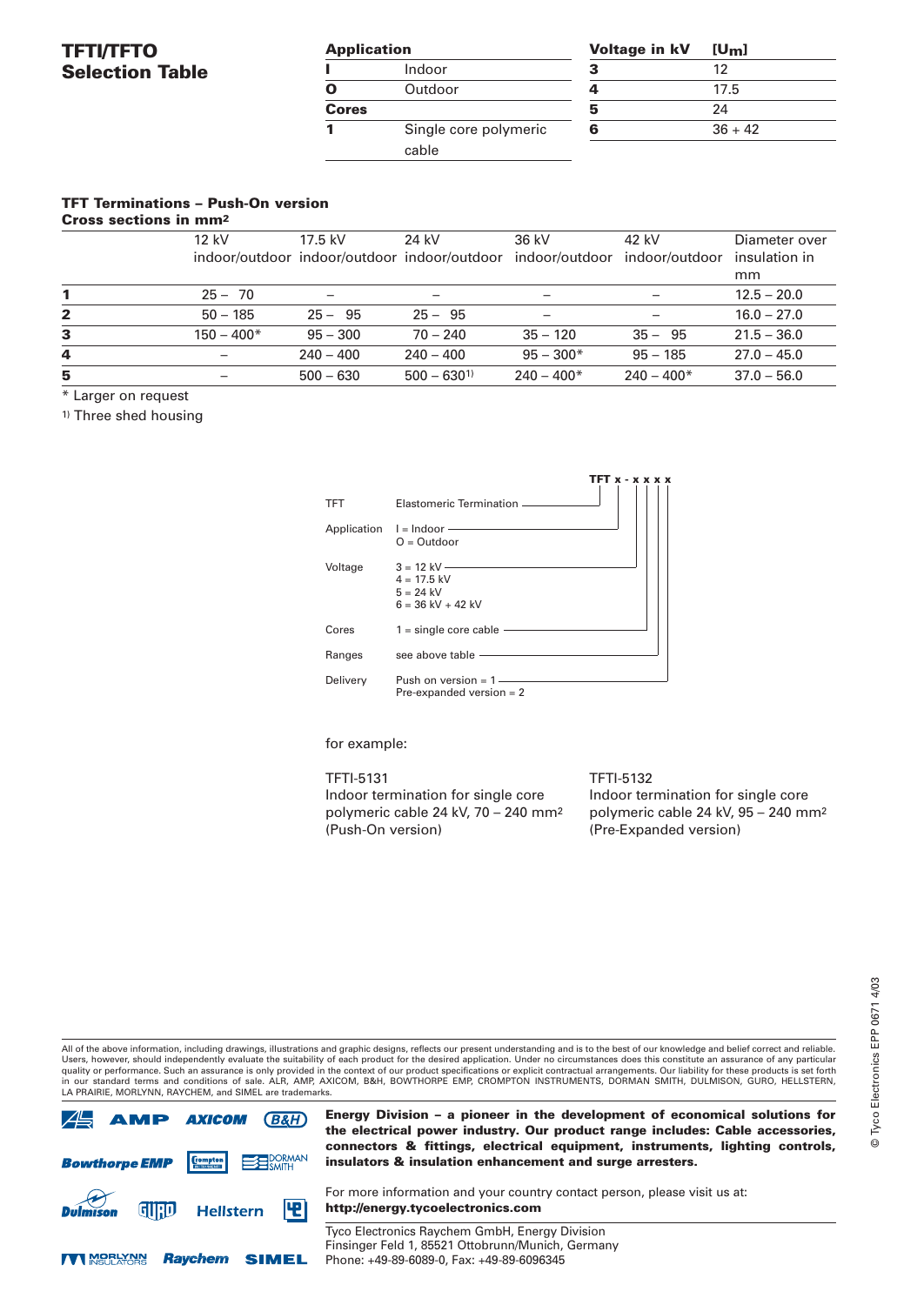# TFTI/TFTO Selection Table

| Application | |
|---|---|
| **I** | Indoor |
| **O** | Outdoor |
| **Cores** | |
| **1** | Single core polymeric cable |

| Voltage in kV | [$U_m$] |
|---|---|
| **3** | 12 |
| **4** | 17.5 |
| **5** | 24 |
| **6** | 36 + 42 |

**TFT Terminations – Push-On version**
**Cross sections in mm²**

| | 12 kV indoor/outdoor | 17.5 kV indoor/outdoor | 24 kV indoor/outdoor | 36 kV indoor/outdoor | 42 kV indoor/outdoor | Diameter over insulation in mm |
|---|---|---|---|---|---|---|
| **1** | 25 – 70 | – | – | – | – | 12.5 – 20.0 |
| **2** | 50 – 185 | 25 – 95 | 25 – 95 | – | – | 16.0 – 27.0 |
| **3** | 150 – 400* | 95 – 300 | 70 – 240 | 35 – 120 | 35 – 95 | 21.5 – 36.0 |
| **4** | – | 240 – 400 | 240 – 400 | 95 – 300* | 95 – 185 | 27.0 – 45.0 |
| **5** | – | 500 – 630 | 500 – 630[1] | 240 – 400* | 240 – 400* | 37.0 – 56.0 |

* Larger on request

[1] Three shed housing

**TFT x - x x x x**

| | | |
|---|---|---|
| TFT | Elastomeric Termination | |
| Application | I = Indoor<br>O = Outdoor | |
| Voltage | 3 = 12 kV<br>4 = 17.5 kV<br>5 = 24 kV<br>6 = 36 kV + 42 kV | |
| Cores | 1 = single core cable | |
| Ranges | see above table | |
| Delivery | Push on version = 1<br>Pre-expanded version = 2 | |

for example:

TFTI-5131
Indoor termination for single core polymeric cable 24 kV, 70 – 240 mm² (Push-On version)

TFTI-5132
Indoor termination for single core polymeric cable 24 kV, 95 – 240 mm² (Pre-Expanded version)

All of the above information, including drawings, illustrations and graphic designs, reflects our present understanding and is to the best of our knowledge and belief correct and reliable. Users, however, should independently evaluate the suitability of each product for the desired application. Under no circumstances does this constitute an assurance of any particular quality or performance. Such an assurance is only provided in the context of our product specifications or explicit contractual arrangements. Our liability for these products is set forth in our standard terms and conditions of sale. ALR, AMP, AXICOM, B&H, BOWTHORPE EMP, CROMPTON INSTRUMENTS, DORMAN SMITH, DULMISON, GURO, HELLSTERN, LA PRAIRIE, MORLYNN, RAYCHEM, and SIMEL are trademarks.

AMP AXICOM B&H Bowthorpe EMP Crompton DORMAN SMITH Dulmison GURO Hellstern MORLYNN INSULATORS Raychem SIMEL

**Energy Division – a pioneer in the development of economical solutions for the electrical power industry. Our product range includes: Cable accessories, connectors & fittings, electrical equipment, instruments, lighting controls, insulators & insulation enhancement and surge arresters.**

For more information and your country contact person, please visit us at:
**http://energy.tycoelectronics.com**

Tyco Electronics Raychem GmbH, Energy Division
Finsinger Feld 1, 85521 Ottobrunn/Munich, Germany
Phone: +49-89-6089-0, Fax: +49-89-6096345

© Tyco Electronics EPP 0671 4/03